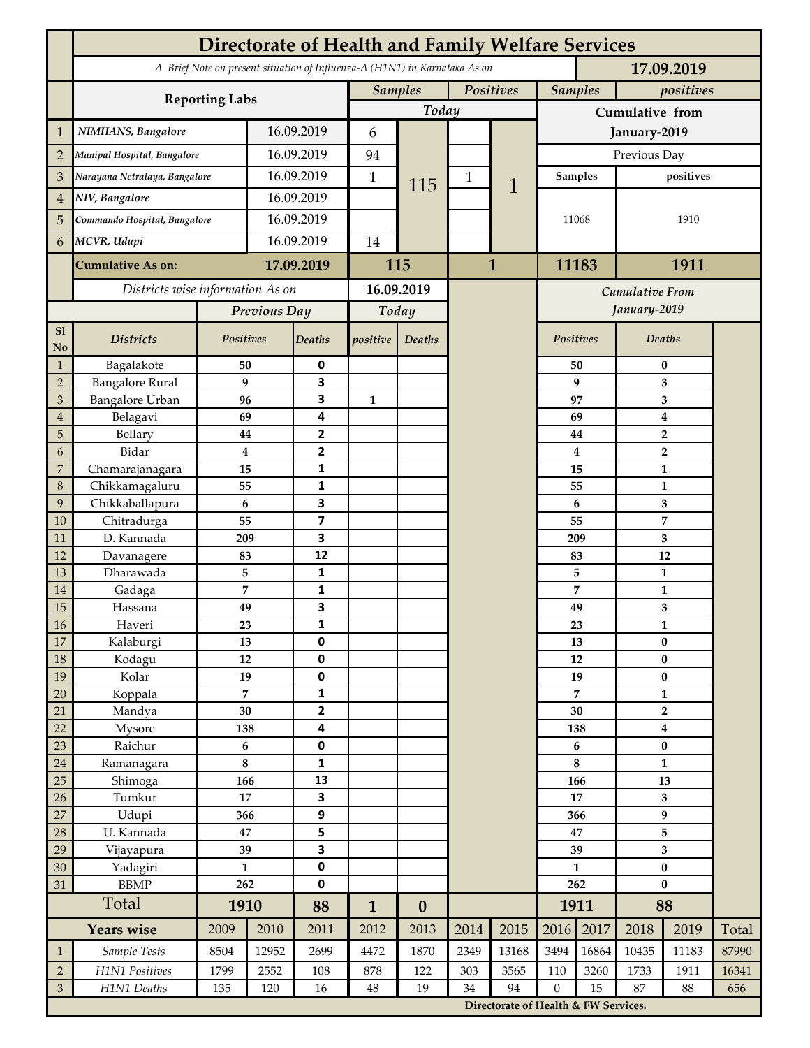# Directorate of Health and Family Welfare Services

*A Brief Note on present situation of Influenza-A (H1N1) in Karnataka As on* **17.09.2019**

| | Reporting Labs | | Samples (Today) | | Positives (Today) | | Samples (Cumulative from January-2019) | positives (Cumulative from January-2019) |
|---|---|---|---|---|---|---|---|---|
| 1 | NIMHANS, Bangalore | 16.09.2019 | 6 | 115 | | 1 | Previous Day | |
| 2 | Manipal Hospital, Bangalore | 16.09.2019 | 94 | | | | Samples | positives |
| 3 | Narayana Netralaya, Bangalore | 16.09.2019 | 1 | | 1 | | 11068 | 1910 |
| 4 | NIV, Bangalore | 16.09.2019 | | | | | | |
| 5 | Commando Hospital, Bangalore | 16.09.2019 | | | | | | |
| 6 | MCVR, Udupi | 16.09.2019 | 14 | | | | | |
| | **Cumulative As on:** | **17.09.2019** | **115** | | **1** | | **11183** | **1911** |

*Districts wise information As on* **16.09.2019**

| Sl No | Districts | Previous Day Positives | Previous Day Deaths | Today positive | Today Deaths | Cumulative From January-2019 Positives | Cumulative From January-2019 Deaths |
|---|---|---|---|---|---|---|---|
| 1 | Bagalakote | 50 | 0 | | | 50 | 0 |
| 2 | Bangalore Rural | 9 | 3 | | | 9 | 3 |
| 3 | Bangalore Urban | 96 | 3 | 1 | | 97 | 3 |
| 4 | Belagavi | 69 | 4 | | | 69 | 4 |
| 5 | Bellary | 44 | 2 | | | 44 | 2 |
| 6 | Bidar | 4 | 2 | | | 4 | 2 |
| 7 | Chamarajanagara | 15 | 1 | | | 15 | 1 |
| 8 | Chikkamagaluru | 55 | 1 | | | 55 | 1 |
| 9 | Chikkaballapura | 6 | 3 | | | 6 | 3 |
| 10 | Chitradurga | 55 | 7 | | | 55 | 7 |
| 11 | D. Kannada | 209 | 3 | | | 209 | 3 |
| 12 | Davanagere | 83 | 12 | | | 83 | 12 |
| 13 | Dharawada | 5 | 1 | | | 5 | 1 |
| 14 | Gadaga | 7 | 1 | | | 7 | 1 |
| 15 | Hassana | 49 | 3 | | | 49 | 3 |
| 16 | Haveri | 23 | 1 | | | 23 | 1 |
| 17 | Kalaburgi | 13 | 0 | | | 13 | 0 |
| 18 | Kodagu | 12 | 0 | | | 12 | 0 |
| 19 | Kolar | 19 | 0 | | | 19 | 0 |
| 20 | Koppala | 7 | 1 | | | 7 | 1 |
| 21 | Mandya | 30 | 2 | | | 30 | 2 |
| 22 | Mysore | 138 | 4 | | | 138 | 4 |
| 23 | Raichur | 6 | 0 | | | 6 | 0 |
| 24 | Ramanagara | 8 | 1 | | | 8 | 1 |
| 25 | Shimoga | 166 | 13 | | | 166 | 13 |
| 26 | Tumkur | 17 | 3 | | | 17 | 3 |
| 27 | Udupi | 366 | 9 | | | 366 | 9 |
| 28 | U. Kannada | 47 | 5 | | | 47 | 5 |
| 29 | Vijayapura | 39 | 3 | | | 39 | 3 |
| 30 | Yadagiri | 1 | 0 | | | 1 | 0 |
| 31 | BBMP | 262 | 0 | | | 262 | 0 |
| | **Total** | **1910** | **88** | **1** | **0** | **1911** | **88** |

| | Years wise | 2009 | 2010 | 2011 | 2012 | 2013 | 2014 | 2015 | 2016 | 2017 | 2018 | 2019 | Total |
|---|---|---|---|---|---|---|---|---|---|---|---|---|---|
| 1 | Sample Tests | 8504 | 12952 | 2699 | 4472 | 1870 | 2349 | 13168 | 3494 | 16864 | 10435 | 11183 | 87990 |
| 2 | H1N1 Positives | 1799 | 2552 | 108 | 878 | 122 | 303 | 3565 | 110 | 3260 | 1733 | 1911 | 16341 |
| 3 | H1N1 Deaths | 135 | 120 | 16 | 48 | 19 | 34 | 94 | 0 | 15 | 87 | 88 | 656 |

**Directorate of Health & FW Services.**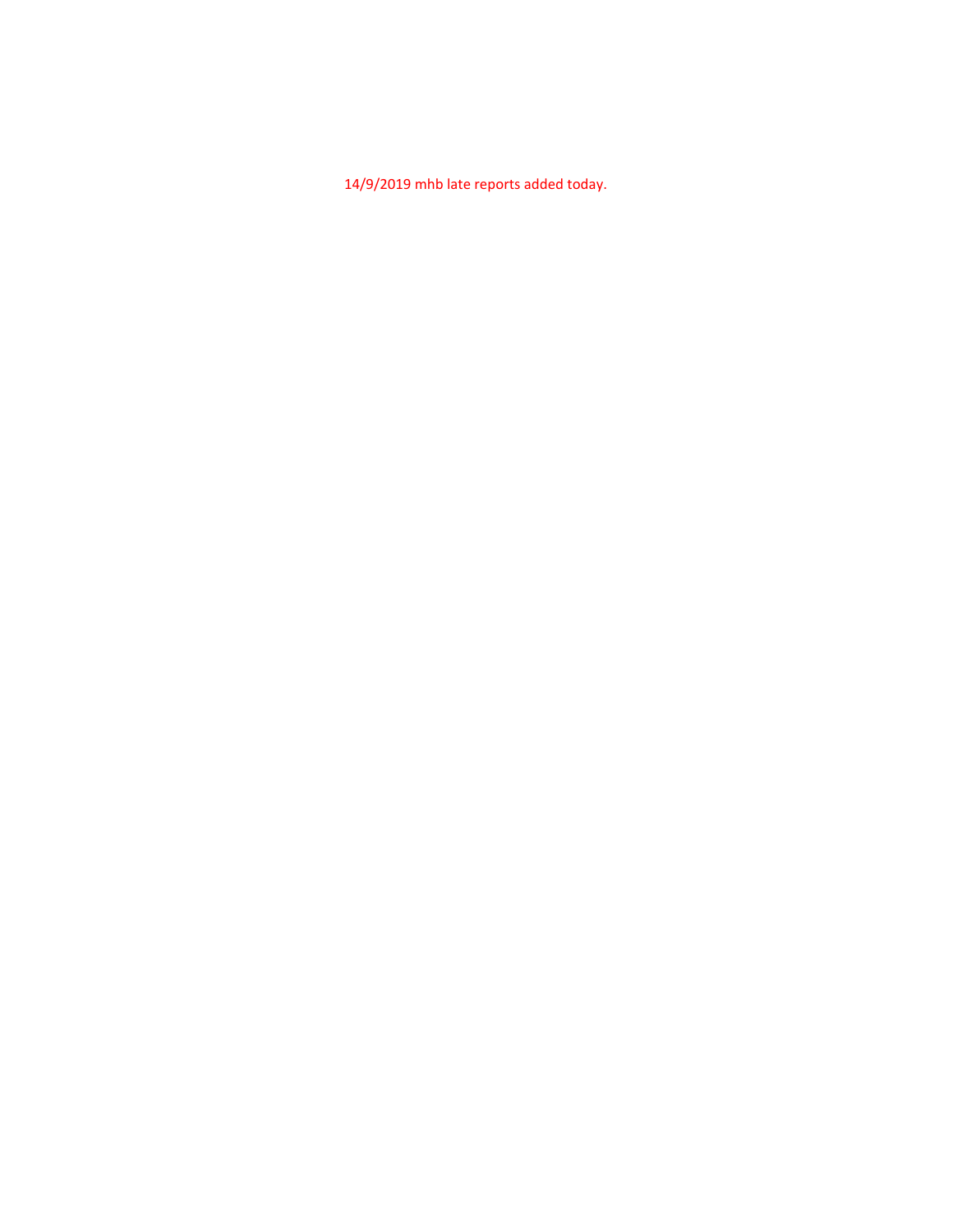14/9/2019 mhb late reports added today.